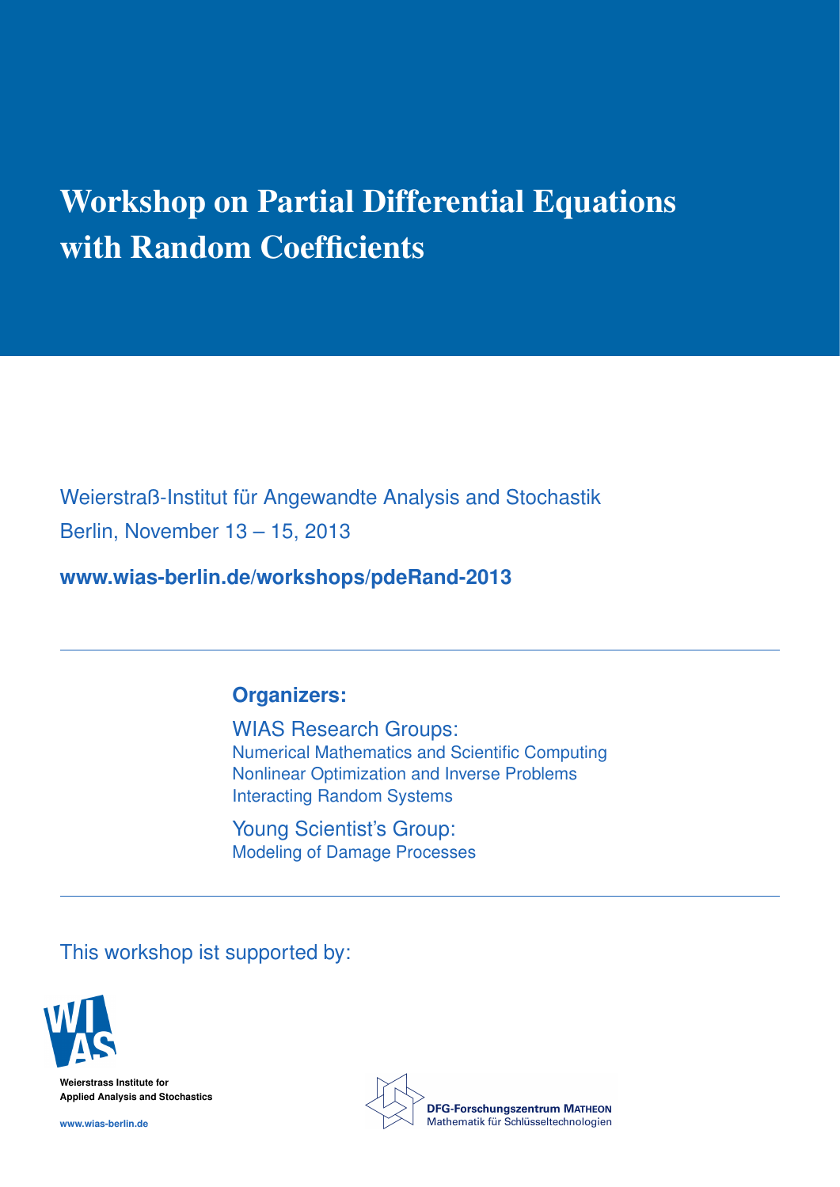# Workshop on Partial Differential Equations with Random Coefficients

Weierstraß-Institut für Angewandte Analysis and Stochastik

Berlin, November 13 – 15, 2013

**www.wias-berlin.de/workshops/pdeRand-2013**

---

**Organizers:**

WIAS Research Groups:
Numerical Mathematics and Scientific Computing
Nonlinear Optimization and Inverse Problems
Interacting Random Systems

Young Scientist's Group:
Modeling of Damage Processes

---

This workshop ist supported by:

Weierstrass Institute for Applied Analysis and Stochastics

www.wias-berlin.de

DFG-Forschungszentrum MATHEON
Mathematik für Schlüsseltechnologien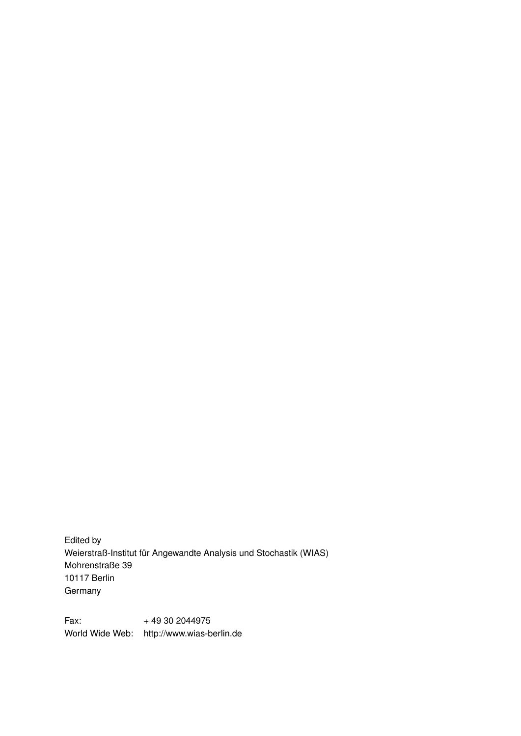Edited by
Weierstraß-Institut für Angewandte Analysis und Stochastik (WIAS)
Mohrenstraße 39
10117 Berlin
Germany

Fax: + 49 30 2044975
World Wide Web: http://www.wias-berlin.de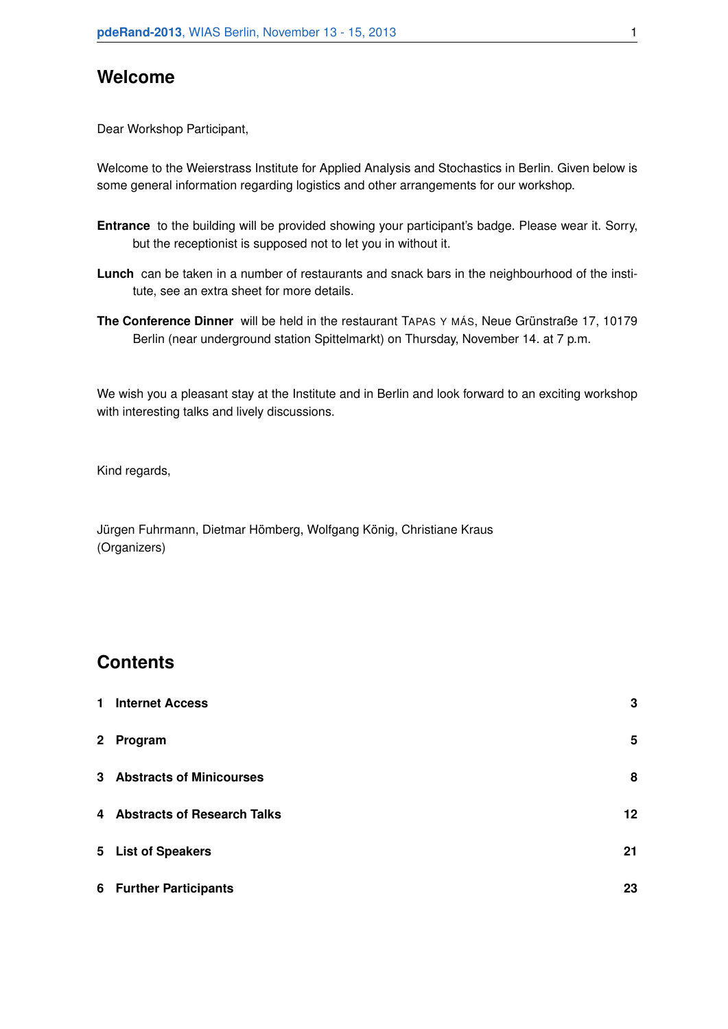# Welcome

Dear Workshop Participant,

Welcome to the Weierstrass Institute for Applied Analysis and Stochastics in Berlin. Given below is some general information regarding logistics and other arrangements for our workshop.

**Entrance** to the building will be provided showing your participant's badge. Please wear it. Sorry, but the receptionist is supposed not to let you in without it.

**Lunch** can be taken in a number of restaurants and snack bars in the neighbourhood of the institute, see an extra sheet for more details.

**The Conference Dinner** will be held in the restaurant TAPAS Y MÁS, Neue Grünstraße 17, 10179 Berlin (near underground station Spittelmarkt) on Thursday, November 14. at 7 p.m.

We wish you a pleasant stay at the Institute and in Berlin and look forward to an exciting workshop with interesting talks and lively discussions.

Kind regards,

Jürgen Fuhrmann, Dietmar Hömberg, Wolfgang König, Christiane Kraus
(Organizers)

# Contents

| | | |
|---|---|---|
| **1** | **Internet Access** | **3** |
| **2** | **Program** | **5** |
| **3** | **Abstracts of Minicourses** | **8** |
| **4** | **Abstracts of Research Talks** | **12** |
| **5** | **List of Speakers** | **21** |
| **6** | **Further Participants** | **23** |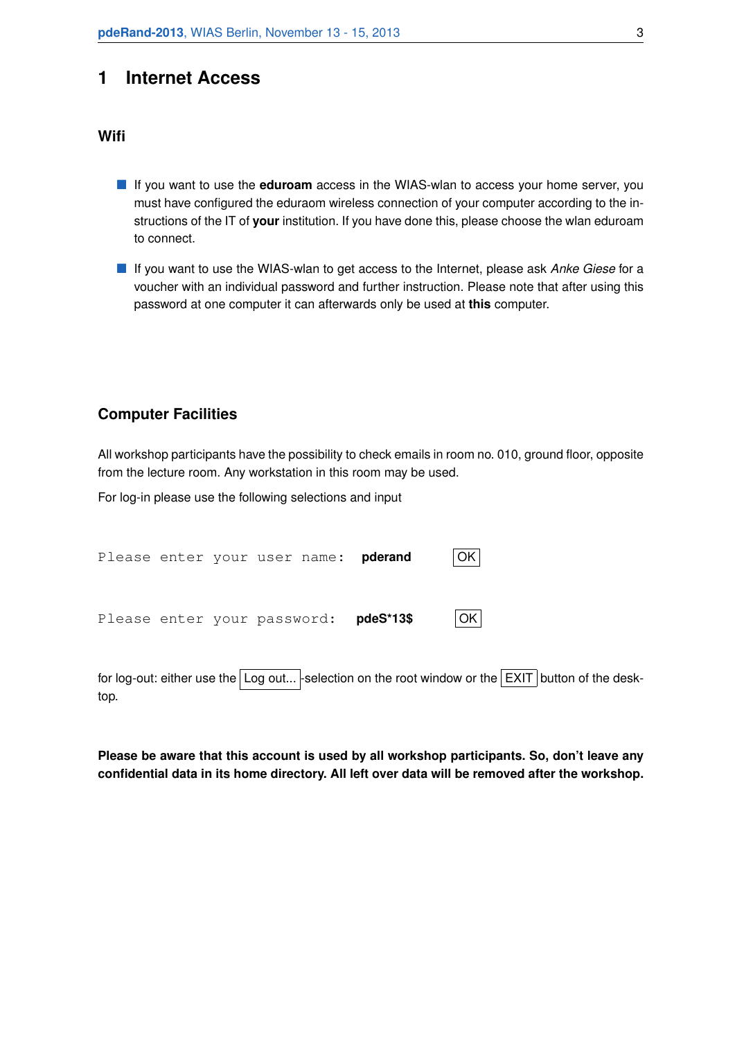# 1 Internet Access

### Wifi

- If you want to use the **eduroam** access in the WIAS-wlan to access your home server, you must have configured the eduraom wireless connection of your computer according to the instructions of the IT of **your** institution. If you have done this, please choose the wlan eduroam to connect.
- If you want to use the WIAS-wlan to get access to the Internet, please ask *Anke Giese* for a voucher with an individual password and further instruction. Please note that after using this password at one computer it can afterwards only be used at **this** computer.

### Computer Facilities

All workshop participants have the possibility to check emails in room no. 010, ground floor, opposite from the lecture room. Any workstation in this room may be used.

For log-in please use the following selections and input

`Please enter your user name:` **pderand** [OK]

`Please enter your password:` **pdeS*13$** [OK]

for log-out: either use the [Log out...]-selection on the root window or the [EXIT] button of the desktop.

**Please be aware that this account is used by all workshop participants. So, don't leave any confidential data in its home directory. All left over data will be removed after the workshop.**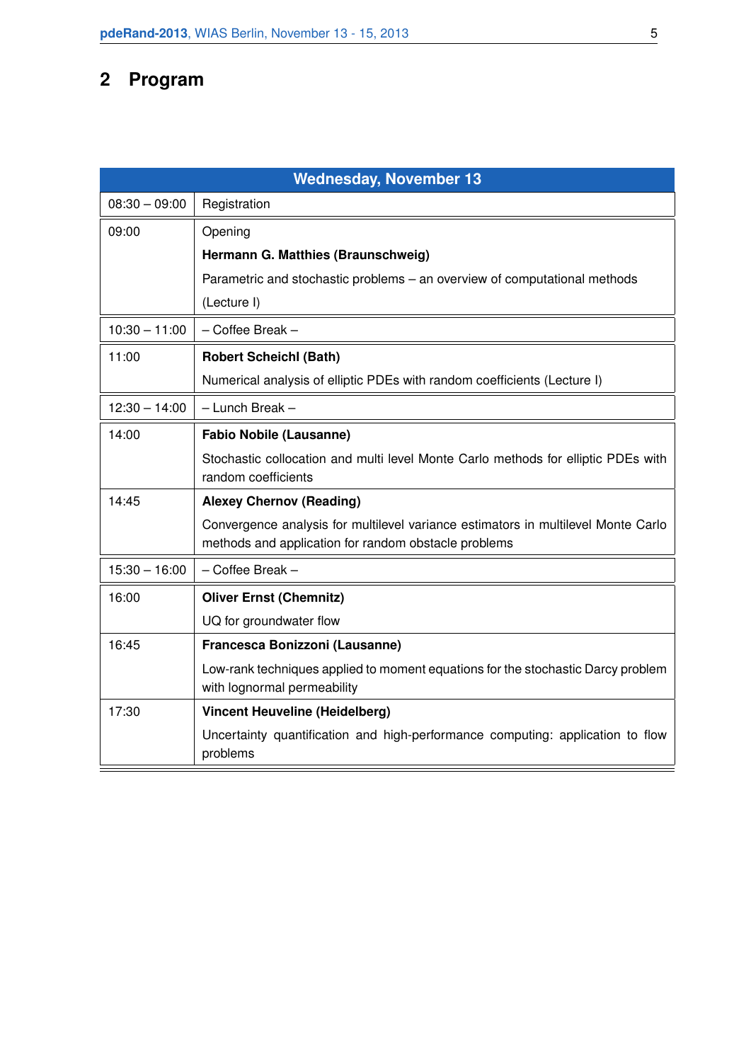## 2 Program

| Wednesday, November 13 | |
|---|---|
| 08:30 – 09:00 | Registration |
| 09:00 | Opening<br>**Hermann G. Matthies (Braunschweig)**<br>Parametric and stochastic problems – an overview of computational methods (Lecture I) |
| 10:30 – 11:00 | – Coffee Break – |
| 11:00 | **Robert Scheichl (Bath)**<br>Numerical analysis of elliptic PDEs with random coefficients (Lecture I) |
| 12:30 – 14:00 | – Lunch Break – |
| 14:00 | **Fabio Nobile (Lausanne)**<br>Stochastic collocation and multi level Monte Carlo methods for elliptic PDEs with random coefficients |
| 14:45 | **Alexey Chernov (Reading)**<br>Convergence analysis for multilevel variance estimators in multilevel Monte Carlo methods and application for random obstacle problems |
| 15:30 – 16:00 | – Coffee Break – |
| 16:00 | **Oliver Ernst (Chemnitz)**<br>UQ for groundwater flow |
| 16:45 | **Francesca Bonizzoni (Lausanne)**<br>Low-rank techniques applied to moment equations for the stochastic Darcy problem with lognormal permeability |
| 17:30 | **Vincent Heuveline (Heidelberg)**<br>Uncertainty quantification and high-performance computing: application to flow problems |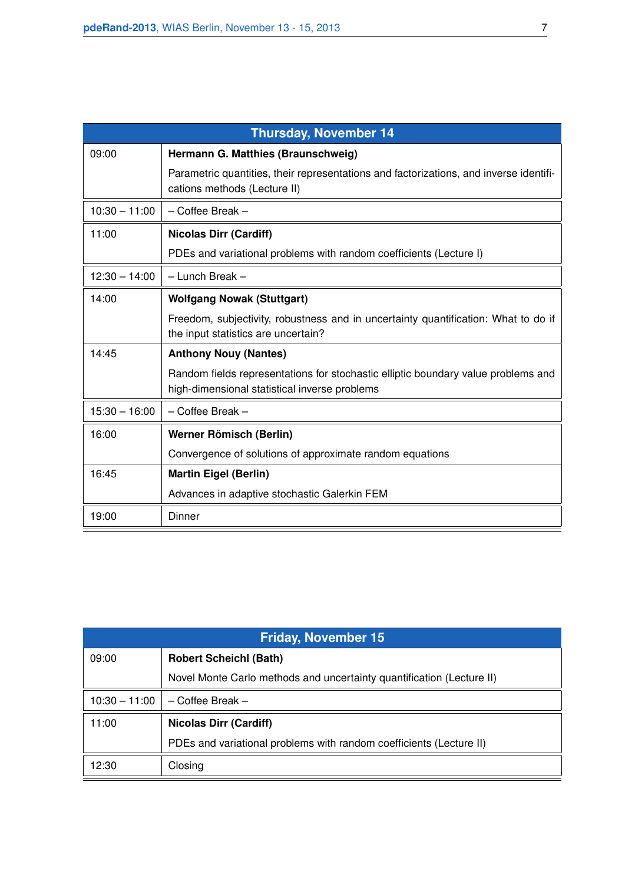| Thursday, November 14 | |
|---|---|
| 09:00 | **Hermann G. Matthies (Braunschweig)**<br>Parametric quantities, their representations and factorizations, and inverse identifications methods (Lecture II) |
| 10:30 – 11:00 | – Coffee Break – |
| 11:00 | **Nicolas Dirr (Cardiff)**<br>PDEs and variational problems with random coefficients (Lecture I) |
| 12:30 – 14:00 | – Lunch Break – |
| 14:00 | **Wolfgang Nowak (Stuttgart)**<br>Freedom, subjectivity, robustness and in uncertainty quantification: What to do if the input statistics are uncertain? |
| 14:45 | **Anthony Nouy (Nantes)**<br>Random fields representations for stochastic elliptic boundary value problems and high-dimensional statistical inverse problems |
| 15:30 – 16:00 | – Coffee Break – |
| 16:00 | **Werner Römisch (Berlin)**<br>Convergence of solutions of approximate random equations |
| 16:45 | **Martin Eigel (Berlin)**<br>Advances in adaptive stochastic Galerkin FEM |
| 19:00 | Dinner |

| Friday, November 15 | |
|---|---|
| 09:00 | **Robert Scheichl (Bath)**<br>Novel Monte Carlo methods and uncertainty quantification (Lecture II) |
| 10:30 – 11:00 | – Coffee Break – |
| 11:00 | **Nicolas Dirr (Cardiff)**<br>PDEs and variational problems with random coefficients (Lecture II) |
| 12:30 | Closing |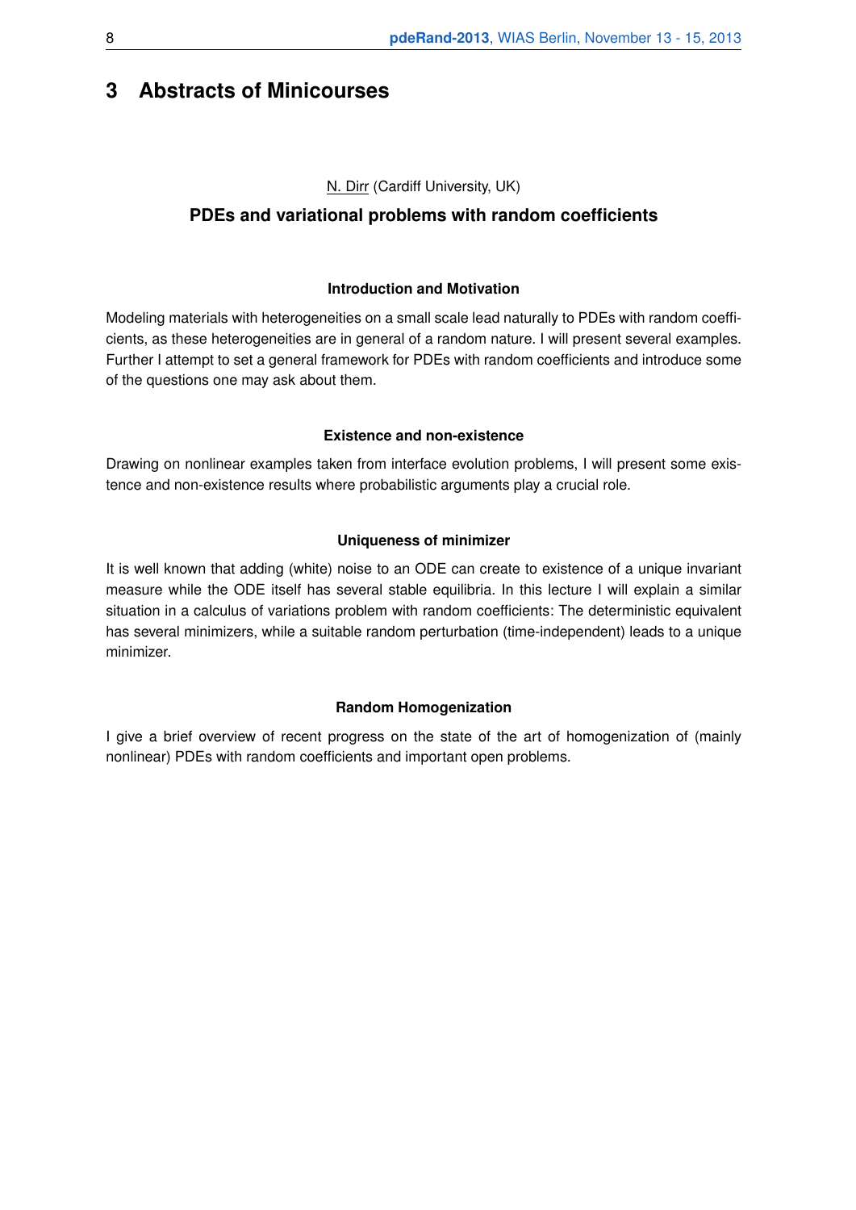# 3 Abstracts of Minicourses

N. Dirr (Cardiff University, UK)

## PDEs and variational problems with random coefficients

### Introduction and Motivation

Modeling materials with heterogeneities on a small scale lead naturally to PDEs with random coefficients, as these heterogeneities are in general of a random nature. I will present several examples. Further I attempt to set a general framework for PDEs with random coefficients and introduce some of the questions one may ask about them.

### Existence and non-existence

Drawing on nonlinear examples taken from interface evolution problems, I will present some existence and non-existence results where probabilistic arguments play a crucial role.

### Uniqueness of minimizer

It is well known that adding (white) noise to an ODE can create to existence of a unique invariant measure while the ODE itself has several stable equilibria. In this lecture I will explain a similar situation in a calculus of variations problem with random coefficients: The deterministic equivalent has several minimizers, while a suitable random perturbation (time-independent) leads to a unique minimizer.

### Random Homogenization

I give a brief overview of recent progress on the state of the art of homogenization of (mainly nonlinear) PDEs with random coefficients and important open problems.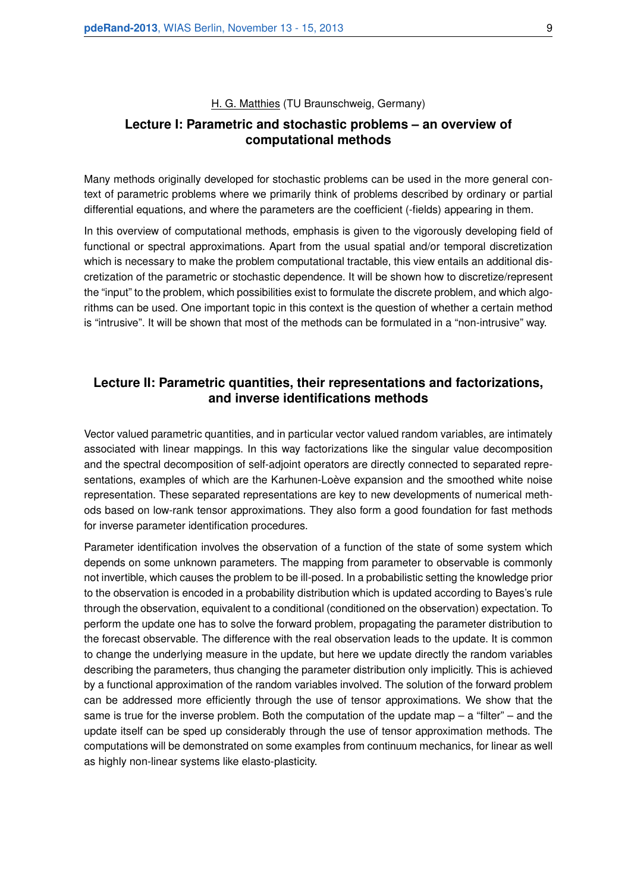<u>H. G. Matthies</u> (TU Braunschweig, Germany)

## Lecture I: Parametric and stochastic problems – an overview of computational methods

Many methods originally developed for stochastic problems can be used in the more general context of parametric problems where we primarily think of problems described by ordinary or partial differential equations, and where the parameters are the coefficient (-fields) appearing in them.

In this overview of computational methods, emphasis is given to the vigorously developing field of functional or spectral approximations. Apart from the usual spatial and/or temporal discretization which is necessary to make the problem computational tractable, this view entails an additional discretization of the parametric or stochastic dependence. It will be shown how to discretize/represent the "input" to the problem, which possibilities exist to formulate the discrete problem, and which algorithms can be used. One important topic in this context is the question of whether a certain method is "intrusive". It will be shown that most of the methods can be formulated in a "non-intrusive" way.

## Lecture II: Parametric quantities, their representations and factorizations, and inverse identifications methods

Vector valued parametric quantities, and in particular vector valued random variables, are intimately associated with linear mappings. In this way factorizations like the singular value decomposition and the spectral decomposition of self-adjoint operators are directly connected to separated representations, examples of which are the Karhunen-Loève expansion and the smoothed white noise representation. These separated representations are key to new developments of numerical methods based on low-rank tensor approximations. They also form a good foundation for fast methods for inverse parameter identification procedures.

Parameter identification involves the observation of a function of the state of some system which depends on some unknown parameters. The mapping from parameter to observable is commonly not invertible, which causes the problem to be ill-posed. In a probabilistic setting the knowledge prior to the observation is encoded in a probability distribution which is updated according to Bayes's rule through the observation, equivalent to a conditional (conditioned on the observation) expectation. To perform the update one has to solve the forward problem, propagating the parameter distribution to the forecast observable. The difference with the real observation leads to the update. It is common to change the underlying measure in the update, but here we update directly the random variables describing the parameters, thus changing the parameter distribution only implicitly. This is achieved by a functional approximation of the random variables involved. The solution of the forward problem can be addressed more efficiently through the use of tensor approximations. We show that the same is true for the inverse problem. Both the computation of the update map – a "filter" – and the update itself can be sped up considerably through the use of tensor approximation methods. The computations will be demonstrated on some examples from continuum mechanics, for linear as well as highly non-linear systems like elasto-plasticity.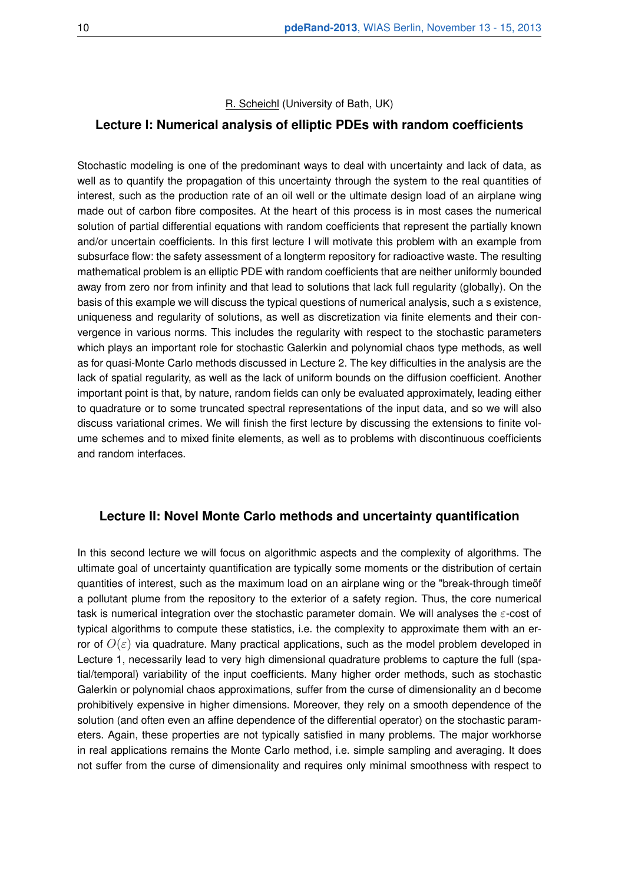R. Scheichl (University of Bath, UK)

## Lecture I: Numerical analysis of elliptic PDEs with random coefficients

Stochastic modeling is one of the predominant ways to deal with uncertainty and lack of data, as well as to quantify the propagation of this uncertainty through the system to the real quantities of interest, such as the production rate of an oil well or the ultimate design load of an airplane wing made out of carbon fibre composites. At the heart of this process is in most cases the numerical solution of partial differential equations with random coefficients that represent the partially known and/or uncertain coefficients. In this first lecture I will motivate this problem with an example from subsurface flow: the safety assessment of a longterm repository for radioactive waste. The resulting mathematical problem is an elliptic PDE with random coefficients that are neither uniformly bounded away from zero nor from infinity and that lead to solutions that lack full regularity (globally). On the basis of this example we will discuss the typical questions of numerical analysis, such a s existence, uniqueness and regularity of solutions, as well as discretization via finite elements and their convergence in various norms. This includes the regularity with respect to the stochastic parameters which plays an important role for stochastic Galerkin and polynomial chaos type methods, as well as for quasi-Monte Carlo methods discussed in Lecture 2. The key difficulties in the analysis are the lack of spatial regularity, as well as the lack of uniform bounds on the diffusion coefficient. Another important point is that, by nature, random fields can only be evaluated approximately, leading either to quadrature or to some truncated spectral representations of the input data, and so we will also discuss variational crimes. We will finish the first lecture by discussing the extensions to finite volume schemes and to mixed finite elements, as well as to problems with discontinuous coefficients and random interfaces.

## Lecture II: Novel Monte Carlo methods and uncertainty quantification

In this second lecture we will focus on algorithmic aspects and the complexity of algorithms. The ultimate goal of uncertainty quantification are typically some moments or the distribution of certain quantities of interest, such as the maximum load on an airplane wing or the "break-through timeöf a pollutant plume from the repository to the exterior of a safety region. Thus, the core numerical task is numerical integration over the stochastic parameter domain. We will analyses the $\varepsilon$-cost of typical algorithms to compute these statistics, i.e. the complexity to approximate them with an error of $O(\varepsilon)$ via quadrature. Many practical applications, such as the model problem developed in Lecture 1, necessarily lead to very high dimensional quadrature problems to capture the full (spatial/temporal) variability of the input coefficients. Many higher order methods, such as stochastic Galerkin or polynomial chaos approximations, suffer from the curse of dimensionality an d become prohibitively expensive in higher dimensions. Moreover, they rely on a smooth dependence of the solution (and often even an affine dependence of the differential operator) on the stochastic parameters. Again, these properties are not typically satisfied in many problems. The major workhorse in real applications remains the Monte Carlo method, i.e. simple sampling and averaging. It does not suffer from the curse of dimensionality and requires only minimal smoothness with respect to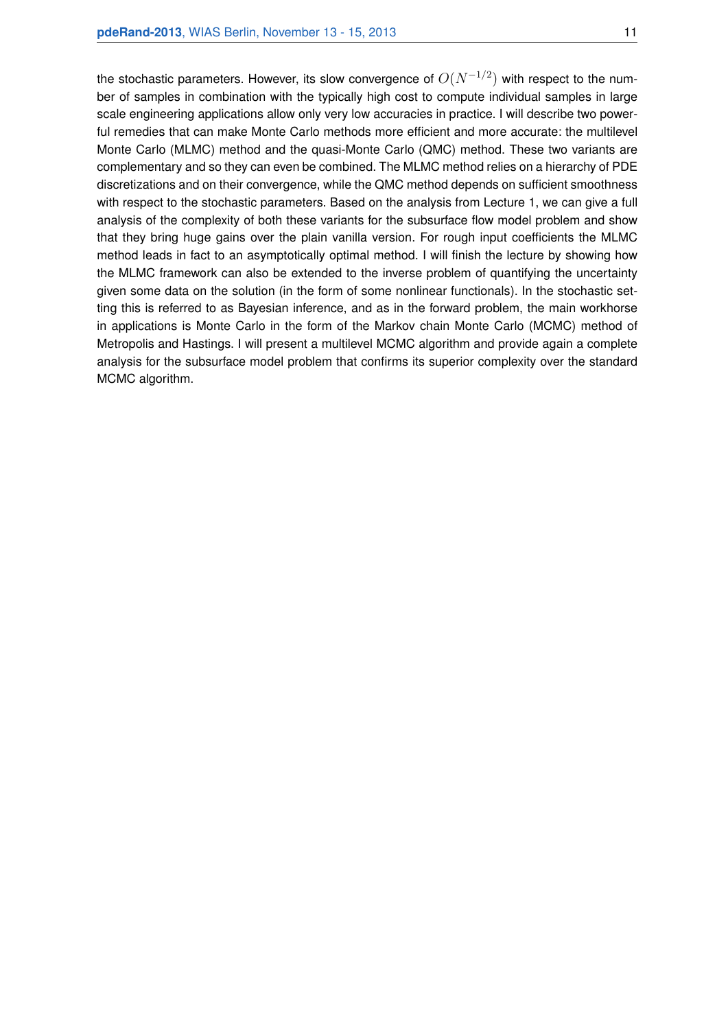the stochastic parameters. However, its slow convergence of $O(N^{-1/2})$ with respect to the number of samples in combination with the typically high cost to compute individual samples in large scale engineering applications allow only very low accuracies in practice. I will describe two powerful remedies that can make Monte Carlo methods more efficient and more accurate: the multilevel Monte Carlo (MLMC) method and the quasi-Monte Carlo (QMC) method. These two variants are complementary and so they can even be combined. The MLMC method relies on a hierarchy of PDE discretizations and on their convergence, while the QMC method depends on sufficient smoothness with respect to the stochastic parameters. Based on the analysis from Lecture 1, we can give a full analysis of the complexity of both these variants for the subsurface flow model problem and show that they bring huge gains over the plain vanilla version. For rough input coefficients the MLMC method leads in fact to an asymptotically optimal method. I will finish the lecture by showing how the MLMC framework can also be extended to the inverse problem of quantifying the uncertainty given some data on the solution (in the form of some nonlinear functionals). In the stochastic setting this is referred to as Bayesian inference, and as in the forward problem, the main workhorse in applications is Monte Carlo in the form of the Markov chain Monte Carlo (MCMC) method of Metropolis and Hastings. I will present a multilevel MCMC algorithm and provide again a complete analysis for the subsurface model problem that confirms its superior complexity over the standard MCMC algorithm.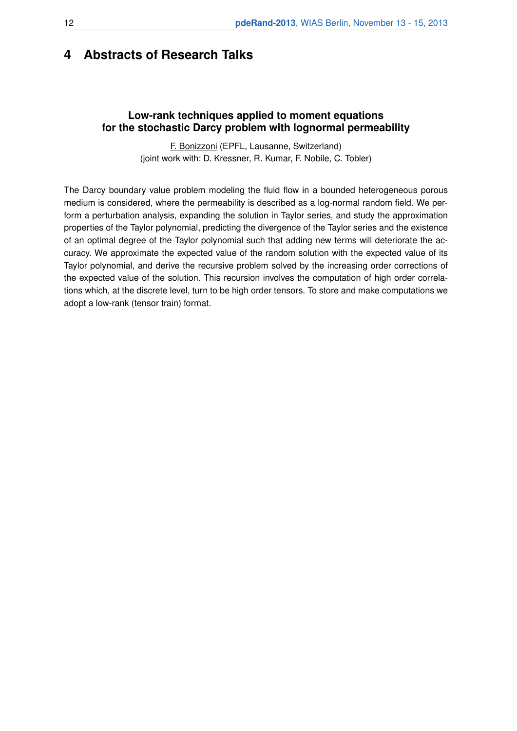# 4 Abstracts of Research Talks

### Low-rank techniques applied to moment equations for the stochastic Darcy problem with lognormal permeability

F. Bonizzoni (EPFL, Lausanne, Switzerland)
(joint work with: D. Kressner, R. Kumar, F. Nobile, C. Tobler)

The Darcy boundary value problem modeling the fluid flow in a bounded heterogeneous porous medium is considered, where the permeability is described as a log-normal random field. We perform a perturbation analysis, expanding the solution in Taylor series, and study the approximation properties of the Taylor polynomial, predicting the divergence of the Taylor series and the existence of an optimal degree of the Taylor polynomial such that adding new terms will deteriorate the accuracy. We approximate the expected value of the random solution with the expected value of its Taylor polynomial, and derive the recursive problem solved by the increasing order corrections of the expected value of the solution. This recursion involves the computation of high order correlations which, at the discrete level, turn to be high order tensors. To store and make computations we adopt a low-rank (tensor train) format.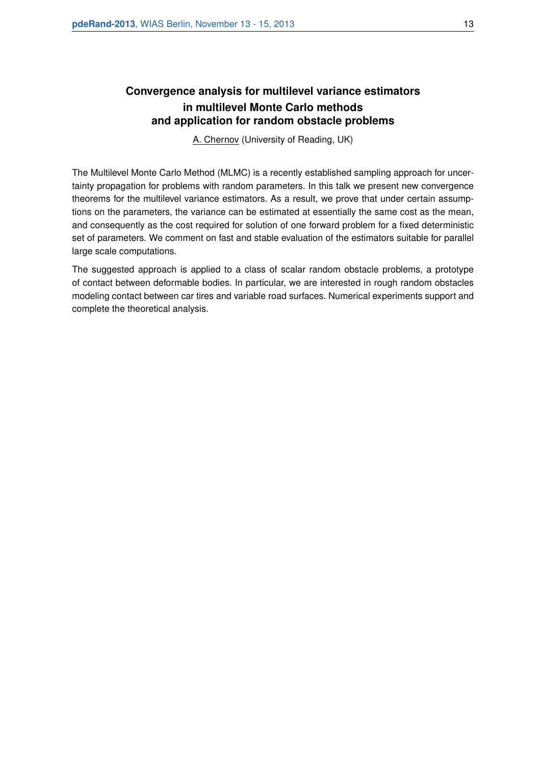## Convergence analysis for multilevel variance estimators in multilevel Monte Carlo methods and application for random obstacle problems

A. Chernov (University of Reading, UK)

The Multilevel Monte Carlo Method (MLMC) is a recently established sampling approach for uncertainty propagation for problems with random parameters. In this talk we present new convergence theorems for the multilevel variance estimators. As a result, we prove that under certain assumptions on the parameters, the variance can be estimated at essentially the same cost as the mean, and consequently as the cost required for solution of one forward problem for a fixed deterministic set of parameters. We comment on fast and stable evaluation of the estimators suitable for parallel large scale computations.

The suggested approach is applied to a class of scalar random obstacle problems, a prototype of contact between deformable bodies. In particular, we are interested in rough random obstacles modeling contact between car tires and variable road surfaces. Numerical experiments support and complete the theoretical analysis.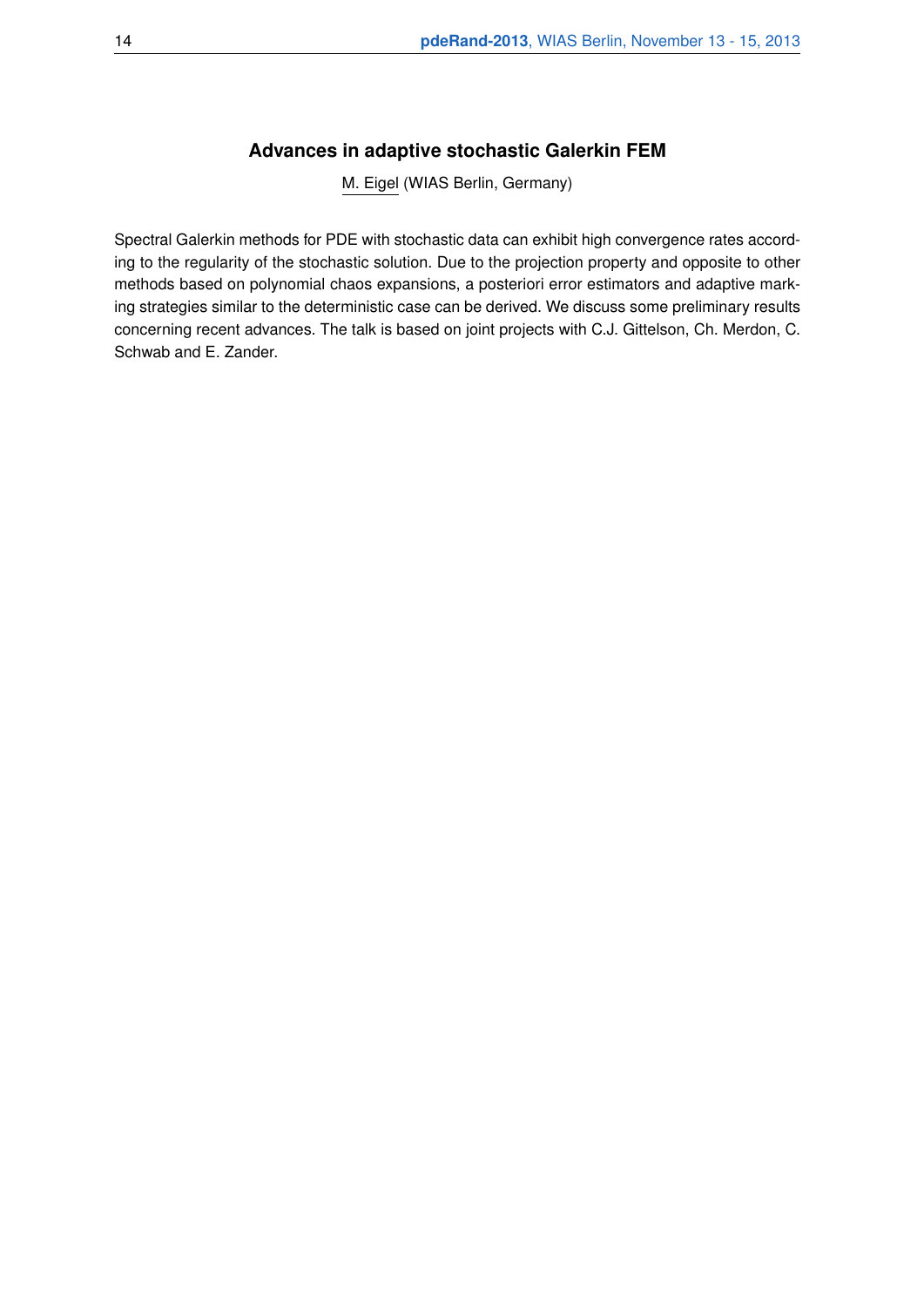## Advances in adaptive stochastic Galerkin FEM

M. Eigel (WIAS Berlin, Germany)

Spectral Galerkin methods for PDE with stochastic data can exhibit high convergence rates according to the regularity of the stochastic solution. Due to the projection property and opposite to other methods based on polynomial chaos expansions, a posteriori error estimators and adaptive marking strategies similar to the deterministic case can be derived. We discuss some preliminary results concerning recent advances. The talk is based on joint projects with C.J. Gittelson, Ch. Merdon, C. Schwab and E. Zander.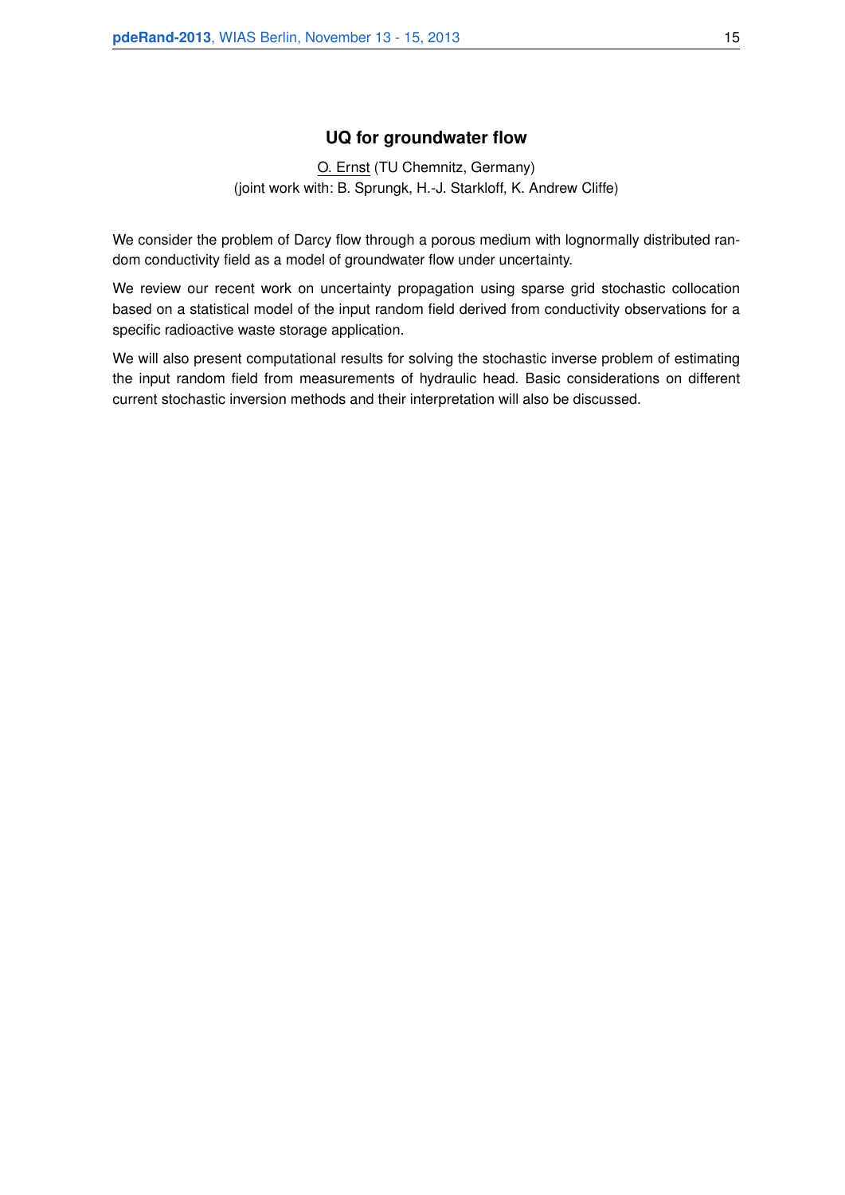## UQ for groundwater flow

O. Ernst (TU Chemnitz, Germany)
(joint work with: B. Sprungk, H.-J. Starkloff, K. Andrew Cliffe)

We consider the problem of Darcy flow through a porous medium with lognormally distributed random conductivity field as a model of groundwater flow under uncertainty.

We review our recent work on uncertainty propagation using sparse grid stochastic collocation based on a statistical model of the input random field derived from conductivity observations for a specific radioactive waste storage application.

We will also present computational results for solving the stochastic inverse problem of estimating the input random field from measurements of hydraulic head. Basic considerations on different current stochastic inversion methods and their interpretation will also be discussed.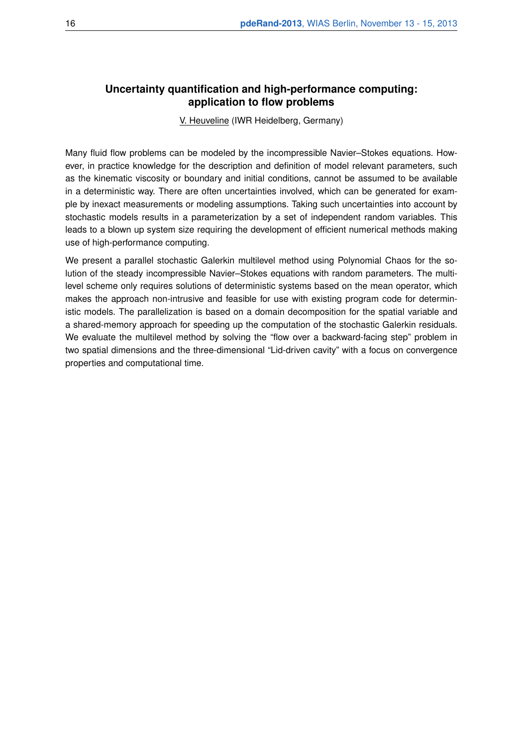## Uncertainty quantification and high-performance computing: application to flow problems

V. Heuveline (IWR Heidelberg, Germany)

Many fluid flow problems can be modeled by the incompressible Navier–Stokes equations. However, in practice knowledge for the description and definition of model relevant parameters, such as the kinematic viscosity or boundary and initial conditions, cannot be assumed to be available in a deterministic way. There are often uncertainties involved, which can be generated for example by inexact measurements or modeling assumptions. Taking such uncertainties into account by stochastic models results in a parameterization by a set of independent random variables. This leads to a blown up system size requiring the development of efficient numerical methods making use of high-performance computing.

We present a parallel stochastic Galerkin multilevel method using Polynomial Chaos for the solution of the steady incompressible Navier–Stokes equations with random parameters. The multilevel scheme only requires solutions of deterministic systems based on the mean operator, which makes the approach non-intrusive and feasible for use with existing program code for deterministic models. The parallelization is based on a domain decomposition for the spatial variable and a shared-memory approach for speeding up the computation of the stochastic Galerkin residuals. We evaluate the multilevel method by solving the "flow over a backward-facing step" problem in two spatial dimensions and the three-dimensional "Lid-driven cavity" with a focus on convergence properties and computational time.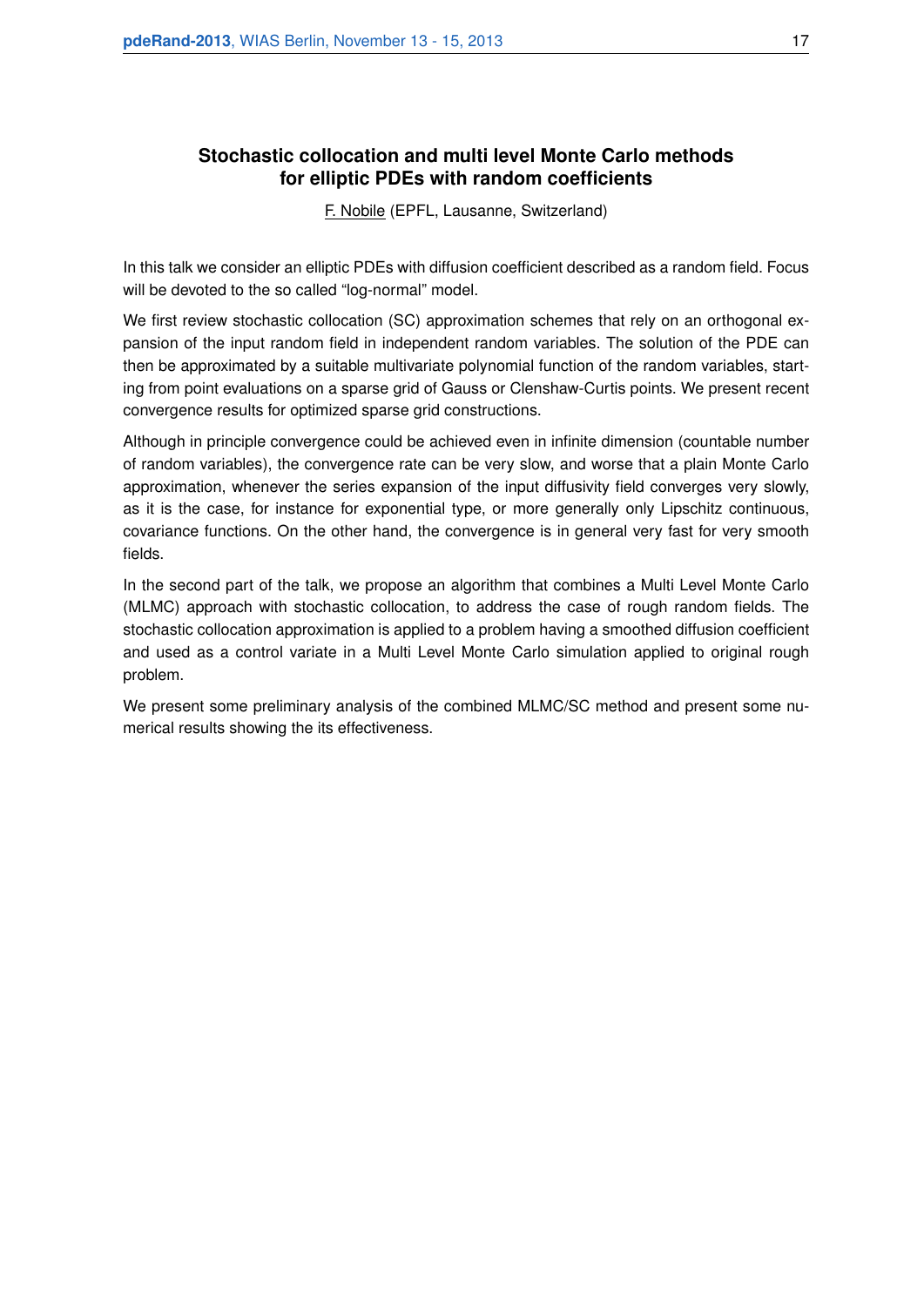## Stochastic collocation and multi level Monte Carlo methods for elliptic PDEs with random coefficients

F. Nobile (EPFL, Lausanne, Switzerland)

In this talk we consider an elliptic PDEs with diffusion coefficient described as a random field. Focus will be devoted to the so called "log-normal" model.

We first review stochastic collocation (SC) approximation schemes that rely on an orthogonal expansion of the input random field in independent random variables. The solution of the PDE can then be approximated by a suitable multivariate polynomial function of the random variables, starting from point evaluations on a sparse grid of Gauss or Clenshaw-Curtis points. We present recent convergence results for optimized sparse grid constructions.

Although in principle convergence could be achieved even in infinite dimension (countable number of random variables), the convergence rate can be very slow, and worse that a plain Monte Carlo approximation, whenever the series expansion of the input diffusivity field converges very slowly, as it is the case, for instance for exponential type, or more generally only Lipschitz continuous, covariance functions. On the other hand, the convergence is in general very fast for very smooth fields.

In the second part of the talk, we propose an algorithm that combines a Multi Level Monte Carlo (MLMC) approach with stochastic collocation, to address the case of rough random fields. The stochastic collocation approximation is applied to a problem having a smoothed diffusion coefficient and used as a control variate in a Multi Level Monte Carlo simulation applied to original rough problem.

We present some preliminary analysis of the combined MLMC/SC method and present some numerical results showing the its effectiveness.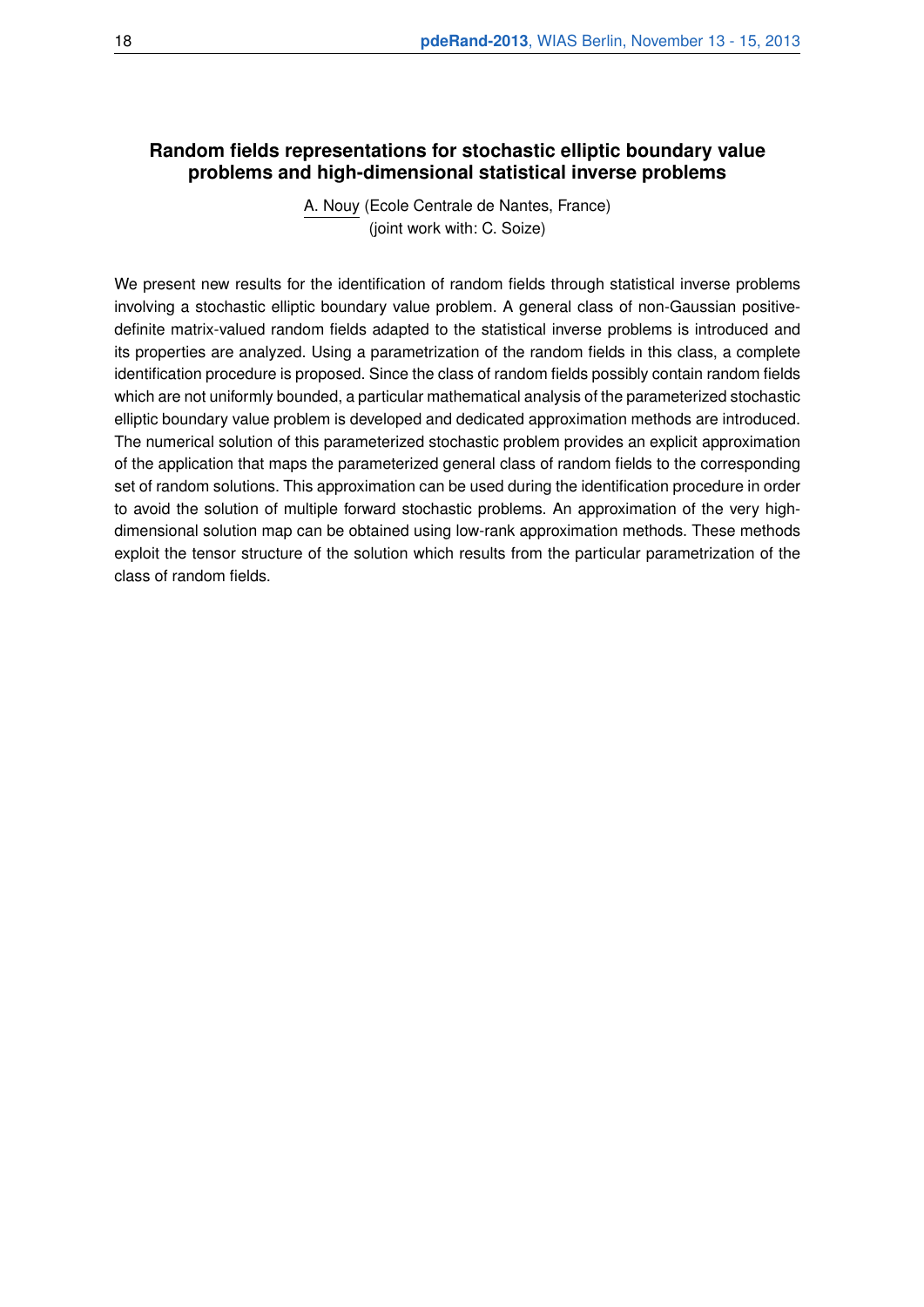## Random fields representations for stochastic elliptic boundary value problems and high-dimensional statistical inverse problems

A. Nouy (Ecole Centrale de Nantes, France)
(joint work with: C. Soize)

We present new results for the identification of random fields through statistical inverse problems involving a stochastic elliptic boundary value problem. A general class of non-Gaussian positive-definite matrix-valued random fields adapted to the statistical inverse problems is introduced and its properties are analyzed. Using a parametrization of the random fields in this class, a complete identification procedure is proposed. Since the class of random fields possibly contain random fields which are not uniformly bounded, a particular mathematical analysis of the parameterized stochastic elliptic boundary value problem is developed and dedicated approximation methods are introduced. The numerical solution of this parameterized stochastic problem provides an explicit approximation of the application that maps the parameterized general class of random fields to the corresponding set of random solutions. This approximation can be used during the identification procedure in order to avoid the solution of multiple forward stochastic problems. An approximation of the very high-dimensional solution map can be obtained using low-rank approximation methods. These methods exploit the tensor structure of the solution which results from the particular parametrization of the class of random fields.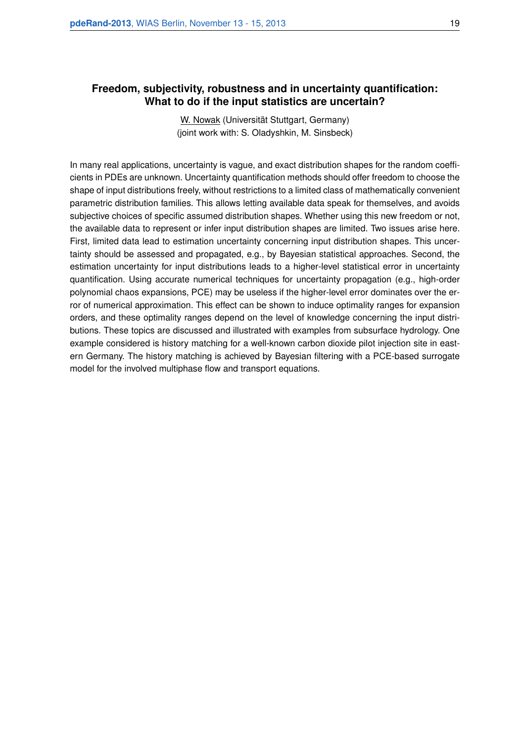### Freedom, subjectivity, robustness and in uncertainty quantification: What to do if the input statistics are uncertain?

W. Nowak (Universität Stuttgart, Germany)
(joint work with: S. Oladyshkin, M. Sinsbeck)

In many real applications, uncertainty is vague, and exact distribution shapes for the random coefficients in PDEs are unknown. Uncertainty quantification methods should offer freedom to choose the shape of input distributions freely, without restrictions to a limited class of mathematically convenient parametric distribution families. This allows letting available data speak for themselves, and avoids subjective choices of specific assumed distribution shapes. Whether using this new freedom or not, the available data to represent or infer input distribution shapes are limited. Two issues arise here. First, limited data lead to estimation uncertainty concerning input distribution shapes. This uncertainty should be assessed and propagated, e.g., by Bayesian statistical approaches. Second, the estimation uncertainty for input distributions leads to a higher-level statistical error in uncertainty quantification. Using accurate numerical techniques for uncertainty propagation (e.g., high-order polynomial chaos expansions, PCE) may be useless if the higher-level error dominates over the error of numerical approximation. This effect can be shown to induce optimality ranges for expansion orders, and these optimality ranges depend on the level of knowledge concerning the input distributions. These topics are discussed and illustrated with examples from subsurface hydrology. One example considered is history matching for a well-known carbon dioxide pilot injection site in eastern Germany. The history matching is achieved by Bayesian filtering with a PCE-based surrogate model for the involved multiphase flow and transport equations.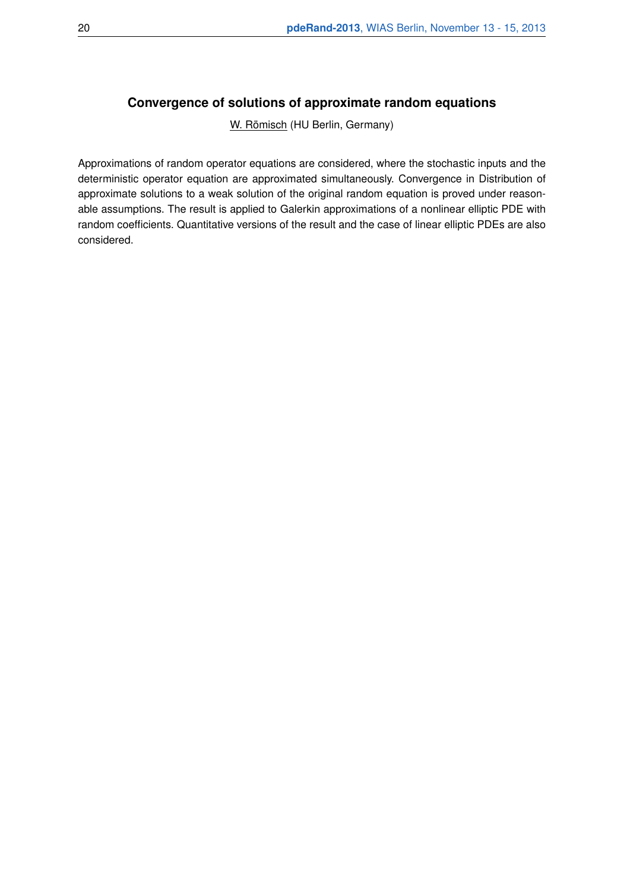### Convergence of solutions of approximate random equations

W. Römisch (HU Berlin, Germany)

Approximations of random operator equations are considered, where the stochastic inputs and the deterministic operator equation are approximated simultaneously. Convergence in Distribution of approximate solutions to a weak solution of the original random equation is proved under reasonable assumptions. The result is applied to Galerkin approximations of a nonlinear elliptic PDE with random coefficients. Quantitative versions of the result and the case of linear elliptic PDEs are also considered.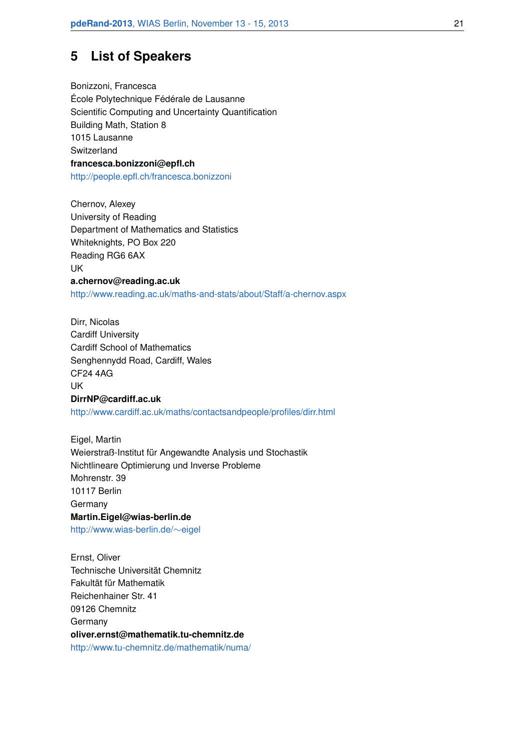## 5 List of Speakers

Bonizzoni, Francesca
École Polytechnique Fédérale de Lausanne
Scientific Computing and Uncertainty Quantification
Building Math, Station 8
1015 Lausanne
Switzerland
**francesca.bonizzoni@epfl.ch**
http://people.epfl.ch/francesca.bonizzoni

Chernov, Alexey
University of Reading
Department of Mathematics and Statistics
Whiteknights, PO Box 220
Reading RG6 6AX
UK
**a.chernov@reading.ac.uk**
http://www.reading.ac.uk/maths-and-stats/about/Staff/a-chernov.aspx

Dirr, Nicolas
Cardiff University
Cardiff School of Mathematics
Senghennydd Road, Cardiff, Wales
CF24 4AG
UK
**DirrNP@cardiff.ac.uk**
http://www.cardiff.ac.uk/maths/contactsandpeople/profiles/dirr.html

Eigel, Martin
Weierstraß-Institut für Angewandte Analysis und Stochastik
Nichtlineare Optimierung und Inverse Probleme
Mohrenstr. 39
10117 Berlin
Germany
**Martin.Eigel@wias-berlin.de**
http://www.wias-berlin.de/~eigel

Ernst, Oliver
Technische Universität Chemnitz
Fakultät für Mathematik
Reichenhainer Str. 41
09126 Chemnitz
Germany
**oliver.ernst@mathematik.tu-chemnitz.de**
http://www.tu-chemnitz.de/mathematik/numa/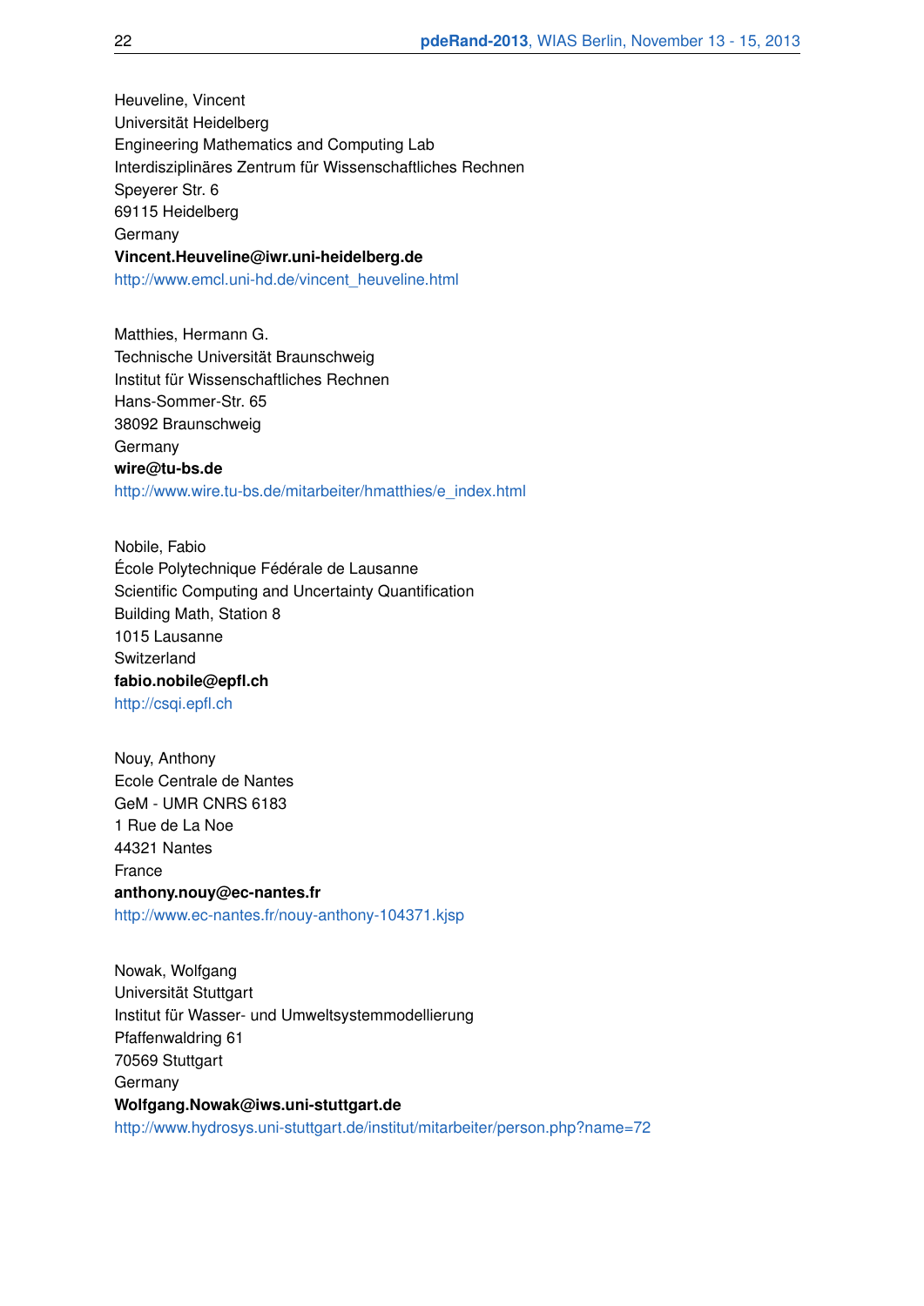Heuveline, Vincent
Universität Heidelberg
Engineering Mathematics and Computing Lab
Interdisziplinäres Zentrum für Wissenschaftliches Rechnen
Speyerer Str. 6
69115 Heidelberg
Germany
**Vincent.Heuveline@iwr.uni-heidelberg.de**
http://www.emcl.uni-hd.de/vincent_heuveline.html

Matthies, Hermann G.
Technische Universität Braunschweig
Institut für Wissenschaftliches Rechnen
Hans-Sommer-Str. 65
38092 Braunschweig
Germany
**wire@tu-bs.de**
http://www.wire.tu-bs.de/mitarbeiter/hmatthies/e_index.html

Nobile, Fabio
École Polytechnique Fédérale de Lausanne
Scientific Computing and Uncertainty Quantification
Building Math, Station 8
1015 Lausanne
Switzerland
**fabio.nobile@epfl.ch**
http://csqi.epfl.ch

Nouy, Anthony
Ecole Centrale de Nantes
GeM - UMR CNRS 6183
1 Rue de La Noe
44321 Nantes
France
**anthony.nouy@ec-nantes.fr**
http://www.ec-nantes.fr/nouy-anthony-104371.kjsp

Nowak, Wolfgang
Universität Stuttgart
Institut für Wasser- und Umweltsystemmodellierung
Pfaffenwaldring 61
70569 Stuttgart
Germany
**Wolfgang.Nowak@iws.uni-stuttgart.de**
http://www.hydrosys.uni-stuttgart.de/institut/mitarbeiter/person.php?name=72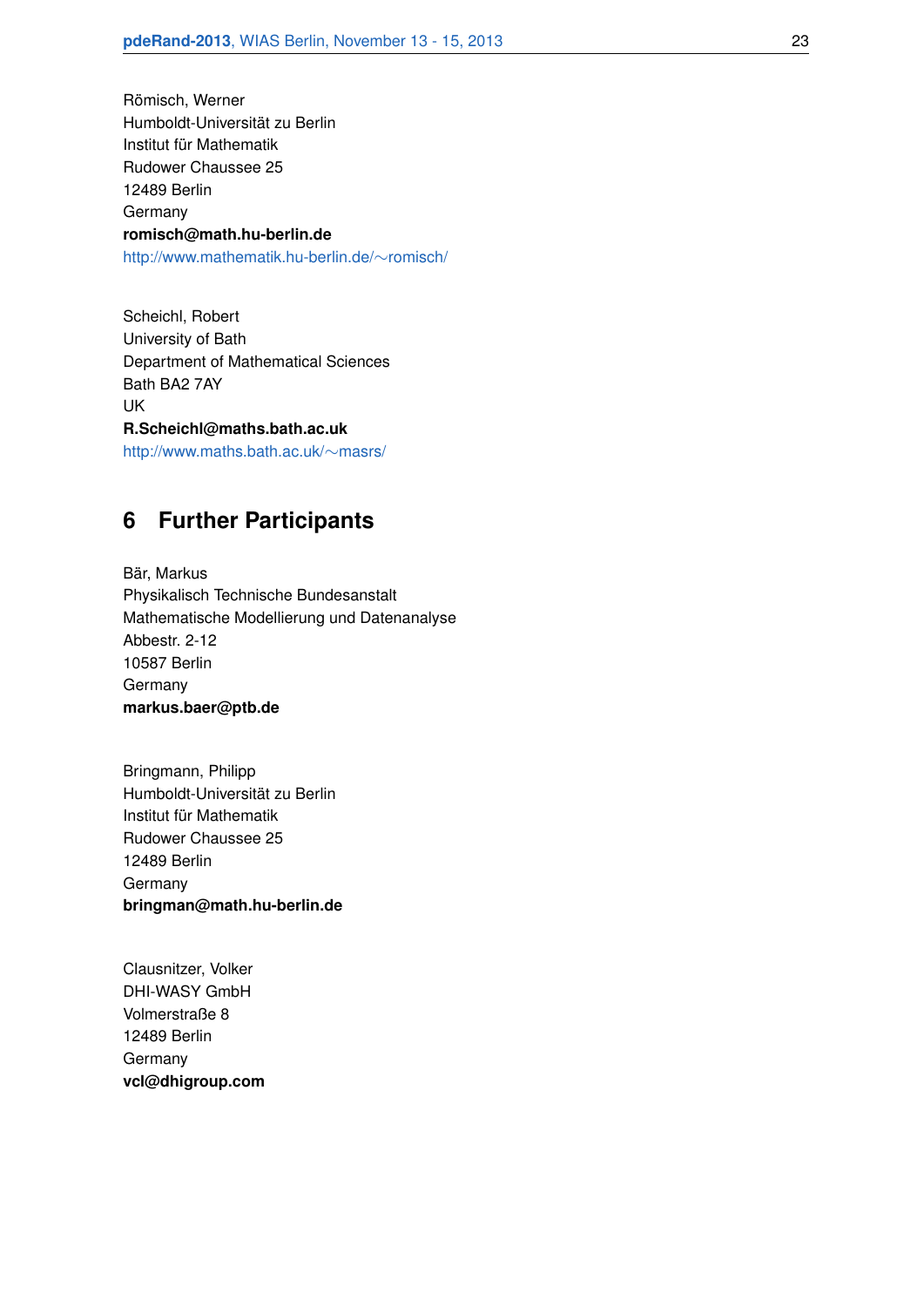Römisch, Werner
Humboldt-Universität zu Berlin
Institut für Mathematik
Rudower Chaussee 25
12489 Berlin
Germany
**romisch@math.hu-berlin.de**
http://www.mathematik.hu-berlin.de/∼romisch/

Scheichl, Robert
University of Bath
Department of Mathematical Sciences
Bath BA2 7AY
UK
**R.Scheichl@maths.bath.ac.uk**
http://www.maths.bath.ac.uk/∼masrs/

## 6 Further Participants

Bär, Markus
Physikalisch Technische Bundesanstalt
Mathematische Modellierung und Datenanalyse
Abbestr. 2-12
10587 Berlin
Germany
**markus.baer@ptb.de**

Bringmann, Philipp
Humboldt-Universität zu Berlin
Institut für Mathematik
Rudower Chaussee 25
12489 Berlin
Germany
**bringman@math.hu-berlin.de**

Clausnitzer, Volker
DHI-WASY GmbH
Volmerstraße 8
12489 Berlin
Germany
**vcl@dhigroup.com**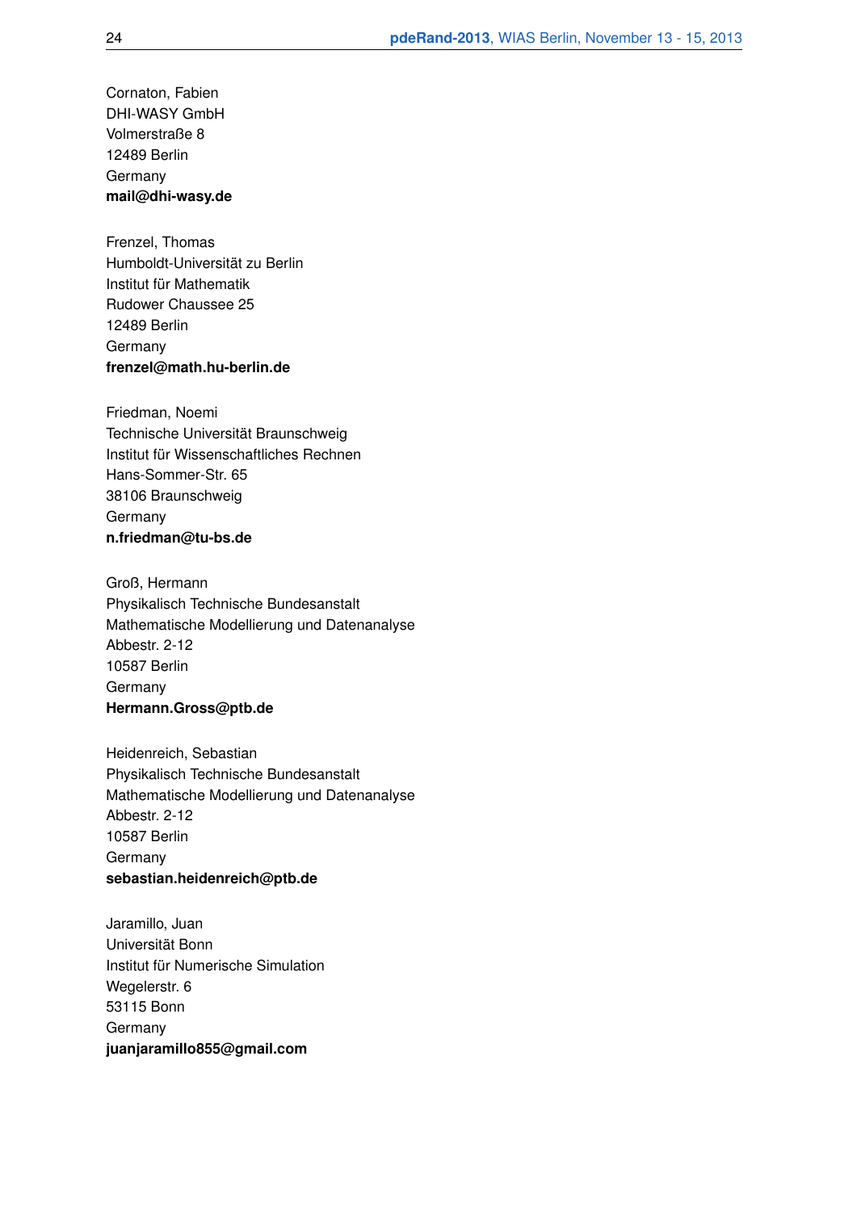Cornaton, Fabien
DHI-WASY GmbH
Volmerstraße 8
12489 Berlin
Germany
**mail@dhi-wasy.de**

Frenzel, Thomas
Humboldt-Universität zu Berlin
Institut für Mathematik
Rudower Chaussee 25
12489 Berlin
Germany
**frenzel@math.hu-berlin.de**

Friedman, Noemi
Technische Universität Braunschweig
Institut für Wissenschaftliches Rechnen
Hans-Sommer-Str. 65
38106 Braunschweig
Germany
**n.friedman@tu-bs.de**

Groß, Hermann
Physikalisch Technische Bundesanstalt
Mathematische Modellierung und Datenanalyse
Abbestr. 2-12
10587 Berlin
Germany
**Hermann.Gross@ptb.de**

Heidenreich, Sebastian
Physikalisch Technische Bundesanstalt
Mathematische Modellierung und Datenanalyse
Abbestr. 2-12
10587 Berlin
Germany
**sebastian.heidenreich@ptb.de**

Jaramillo, Juan
Universität Bonn
Institut für Numerische Simulation
Wegelerstr. 6
53115 Bonn
Germany
**juanjaramillo855@gmail.com**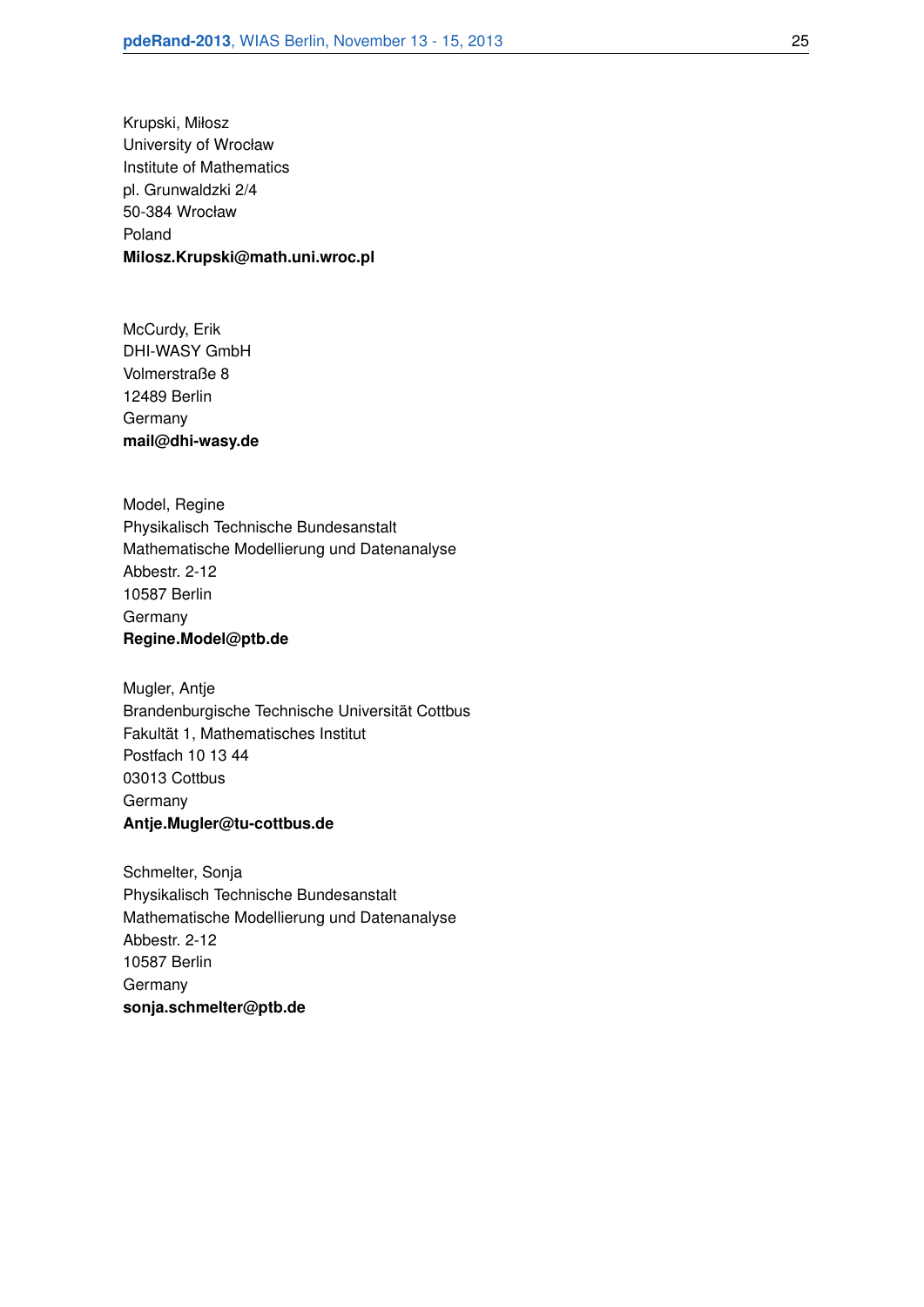Krupski, Miłosz  
University of Wrocław  
Institute of Mathematics  
pl. Grunwaldzki 2/4  
50-384 Wrocław  
Poland  
**Milosz.Krupski@math.uni.wroc.pl**

McCurdy, Erik  
DHI-WASY GmbH  
Volmerstraße 8  
12489 Berlin  
Germany  
**mail@dhi-wasy.de**

Model, Regine  
Physikalisch Technische Bundesanstalt  
Mathematische Modellierung und Datenanalyse  
Abbestr. 2-12  
10587 Berlin  
Germany  
**Regine.Model@ptb.de**

Mugler, Antje  
Brandenburgische Technische Universität Cottbus  
Fakultät 1, Mathematisches Institut  
Postfach 10 13 44  
03013 Cottbus  
Germany  
**Antje.Mugler@tu-cottbus.de**

Schmelter, Sonja  
Physikalisch Technische Bundesanstalt  
Mathematische Modellierung und Datenanalyse  
Abbestr. 2-12  
10587 Berlin  
Germany  
**sonja.schmelter@ptb.de**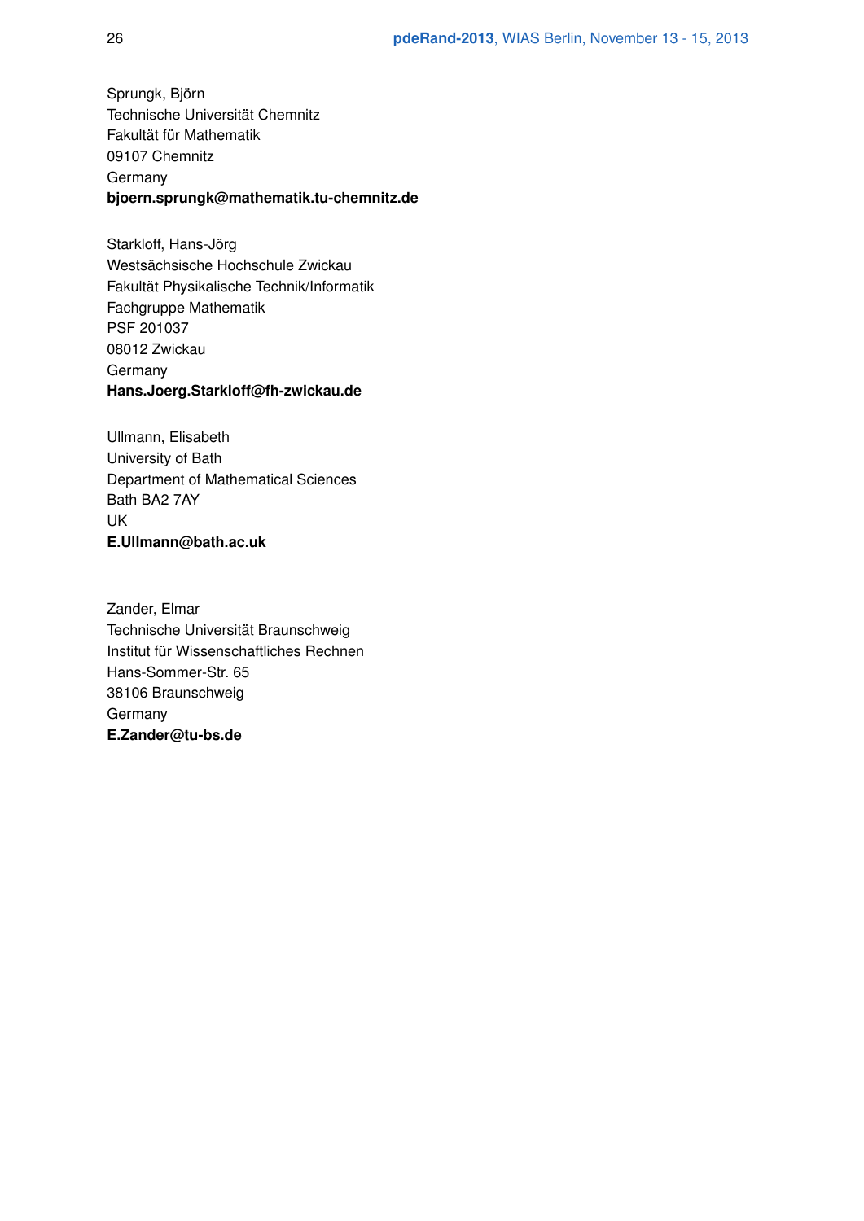Sprungk, Björn
Technische Universität Chemnitz
Fakultät für Mathematik
09107 Chemnitz
Germany
**bjoern.sprungk@mathematik.tu-chemnitz.de**

Starkloff, Hans-Jörg
Westsächsische Hochschule Zwickau
Fakultät Physikalische Technik/Informatik
Fachgruppe Mathematik
PSF 201037
08012 Zwickau
Germany
**Hans.Joerg.Starkloff@fh-zwickau.de**

Ullmann, Elisabeth
University of Bath
Department of Mathematical Sciences
Bath BA2 7AY
UK
**E.Ullmann@bath.ac.uk**

Zander, Elmar
Technische Universität Braunschweig
Institut für Wissenschaftliches Rechnen
Hans-Sommer-Str. 65
38106 Braunschweig
Germany
**E.Zander@tu-bs.de**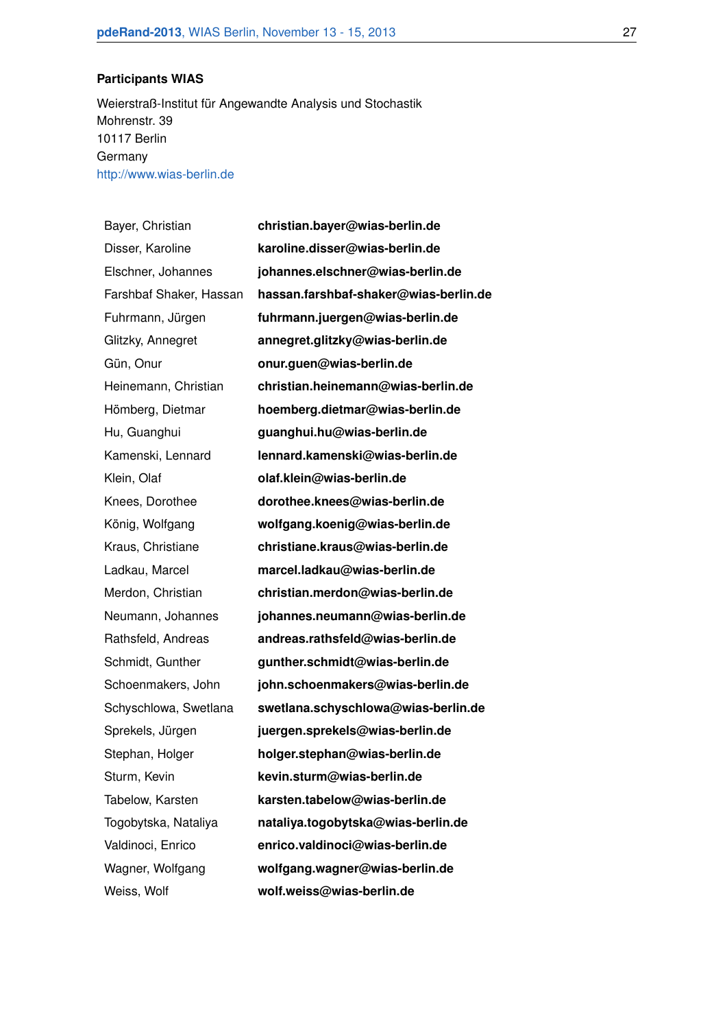#### Participants WIAS

Weierstraß-Institut für Angewandte Analysis und Stochastik
Mohrenstr. 39
10117 Berlin
Germany
http://www.wias-berlin.de

| | |
|---|---|
| Bayer, Christian | **christian.bayer@wias-berlin.de** |
| Disser, Karoline | **karoline.disser@wias-berlin.de** |
| Elschner, Johannes | **johannes.elschner@wias-berlin.de** |
| Farshbaf Shaker, Hassan | **hassan.farshbaf-shaker@wias-berlin.de** |
| Fuhrmann, Jürgen | **fuhrmann.juergen@wias-berlin.de** |
| Glitzky, Annegret | **annegret.glitzky@wias-berlin.de** |
| Gün, Onur | **onur.guen@wias-berlin.de** |
| Heinemann, Christian | **christian.heinemann@wias-berlin.de** |
| Hömberg, Dietmar | **hoemberg.dietmar@wias-berlin.de** |
| Hu, Guanghui | **guanghui.hu@wias-berlin.de** |
| Kamenski, Lennard | **lennard.kamenski@wias-berlin.de** |
| Klein, Olaf | **olaf.klein@wias-berlin.de** |
| Knees, Dorothee | **dorothee.knees@wias-berlin.de** |
| König, Wolfgang | **wolfgang.koenig@wias-berlin.de** |
| Kraus, Christiane | **christiane.kraus@wias-berlin.de** |
| Ladkau, Marcel | **marcel.ladkau@wias-berlin.de** |
| Merdon, Christian | **christian.merdon@wias-berlin.de** |
| Neumann, Johannes | **johannes.neumann@wias-berlin.de** |
| Rathsfeld, Andreas | **andreas.rathsfeld@wias-berlin.de** |
| Schmidt, Gunther | **gunther.schmidt@wias-berlin.de** |
| Schoenmakers, John | **john.schoenmakers@wias-berlin.de** |
| Schyschlowa, Swetlana | **swetlana.schyschlowa@wias-berlin.de** |
| Sprekels, Jürgen | **juergen.sprekels@wias-berlin.de** |
| Stephan, Holger | **holger.stephan@wias-berlin.de** |
| Sturm, Kevin | **kevin.sturm@wias-berlin.de** |
| Tabelow, Karsten | **karsten.tabelow@wias-berlin.de** |
| Togobytska, Nataliya | **nataliya.togobytska@wias-berlin.de** |
| Valdinoci, Enrico | **enrico.valdinoci@wias-berlin.de** |
| Wagner, Wolfgang | **wolfgang.wagner@wias-berlin.de** |
| Weiss, Wolf | **wolf.weiss@wias-berlin.de** |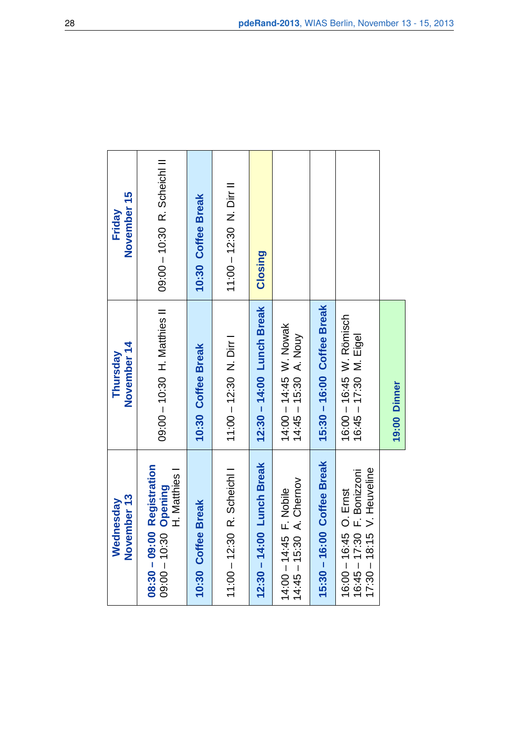| Wednesday November 13 | Thursday November 14 | Friday November 15 |
|---|---|---|
| **08:30 – 09:00 Registration** 09:00 – 10:30 **Opening** H. Matthies I | 09:00 – 10:30 H. Matthies II | 09:00 – 10:30 R. Scheichl II |
| **10:30 Coffee Break** | **10:30 Coffee Break** | **10:30 Coffee Break** |
| 11:00 – 12:30 R. Scheichl I | 11:00 – 12:30 N. Dirr I | 11:00 – 12:30 N. Dirr II |
| **12:30 – 14:00 Lunch Break** | **12:30 – 14:00 Lunch Break** | **Closing** |
| 14:00 – 14:45 F. Nobile 14:45 – 15:30 A. Chernov | 14:00 – 14:45 W. Nowak 14:45 – 15:30 A. Nouy | |
| **15:30 – 16:00 Coffee Break** | **15:30 – 16:00 Coffee Break** | |
| 16:00 – 16:45 O. Ernst 16:45 – 17:30 F. Bonizzoni 17:30 – 18:15 V. Heuveline | 16:00 – 16:45 W. Römisch 16:45 – 17:30 M. Eigel | |
| | **19:00 Dinner** | |